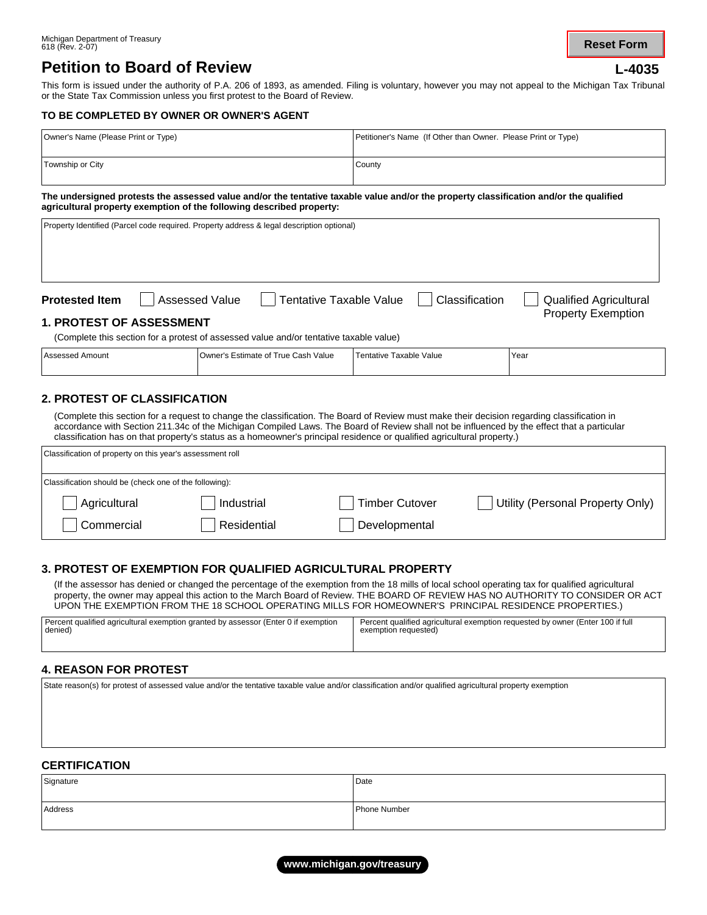Michigan Department of Treasury
618 (Rev. 2-07)

Reset Form

# Petition to Board of Review

**L-4035**

This form is issued under the authority of P.A. 206 of 1893, as amended. Filing is voluntary, however you may not appeal to the Michigan Tax Tribunal or the State Tax Commission unless you first protest to the Board of Review.

**TO BE COMPLETED BY OWNER OR OWNER'S AGENT**

| Owner's Name (Please Print or Type) | Petitioner's Name (If Other than Owner. Please Print or Type) |
|---|---|
| Township or City | County |

**The undersigned protests the assessed value and/or the tentative taxable value and/or the property classification and/or the qualified agricultural property exemption of the following described property:**

| Property Identified (Parcel code required. Property address & legal description optional) |
|---|
| |

**Protested Item** ☐ Assessed Value ☐ Tentative Taxable Value ☐ Classification ☐ Qualified Agricultural Property Exemption

## 1. PROTEST OF ASSESSMENT

(Complete this section for a protest of assessed value and/or tentative taxable value)

| Assessed Amount | Owner's Estimate of True Cash Value | Tentative Taxable Value | Year |
|---|---|---|---|
| | | | |

## 2. PROTEST OF CLASSIFICATION

(Complete this section for a request to change the classification. The Board of Review must make their decision regarding classification in accordance with Section 211.34c of the Michigan Compiled Laws. The Board of Review shall not be influenced by the effect that a particular classification has on that property's status as a homeowner's principal residence or qualified agricultural property.)

Classification of property on this year's assessment roll

Classification should be (check one of the following):

☐ Agricultural ☐ Industrial ☐ Timber Cutover ☐ Utility (Personal Property Only)

☐ Commercial ☐ Residential ☐ Developmental

## 3. PROTEST OF EXEMPTION FOR QUALIFIED AGRICULTURAL PROPERTY

(If the assessor has denied or changed the percentage of the exemption from the 18 mills of local school operating tax for qualified agricultural property, the owner may appeal this action to the March Board of Review. THE BOARD OF REVIEW HAS NO AUTHORITY TO CONSIDER OR ACT UPON THE EXEMPTION FROM THE 18 SCHOOL OPERATING MILLS FOR HOMEOWNER'S PRINCIPAL RESIDENCE PROPERTIES.)

| Percent qualified agricultural exemption granted by assessor (Enter 0 if exemption denied) | Percent qualified agricultural exemption requested by owner (Enter 100 if full exemption requested) |
|---|---|
| | |

## 4. REASON FOR PROTEST

| State reason(s) for protest of assessed value and/or the tentative taxable value and/or classification and/or qualified agricultural property exemption |
|---|
| |

## CERTIFICATION

| Signature | Date |
|---|---|
| Address | Phone Number |

www.michigan.gov/treasury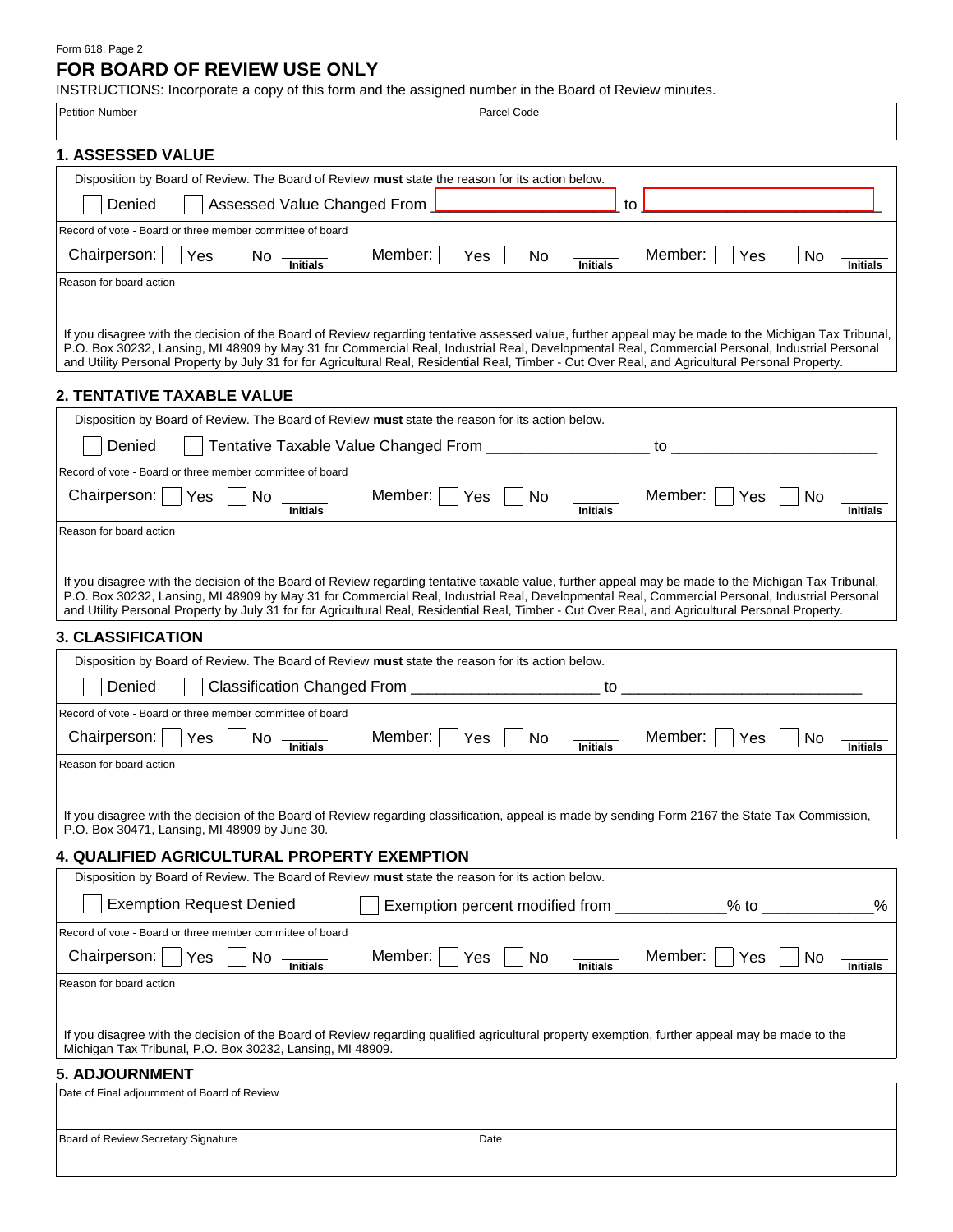Form 618, Page 2

# FOR BOARD OF REVIEW USE ONLY

INSTRUCTIONS: Incorporate a copy of this form and the assigned number in the Board of Review minutes.

| Petition Number | Parcel Code |
|---|---|
| | |

## 1. ASSESSED VALUE

Disposition by Board of Review. The Board of Review **must** state the reason for its action below.

☐ Denied ☐ Assessed Value Changed From ____________________ to ____________________

Record of vote - Board or three member committee of board

Chairperson: ☐ Yes ☐ No ______ Initials    Member: ☐ Yes ☐ No ______ Initials    Member: ☐ Yes ☐ No ______ Initials

Reason for board action

If you disagree with the decision of the Board of Review regarding tentative assessed value, further appeal may be made to the Michigan Tax Tribunal, P.O. Box 30232, Lansing, MI 48909 by May 31 for Commercial Real, Industrial Real, Developmental Real, Commercial Personal, Industrial Personal and Utility Personal Property by July 31 for for Agricultural Real, Residential Real, Timber - Cut Over Real, and Agricultural Personal Property.

## 2. TENTATIVE TAXABLE VALUE

Disposition by Board of Review. The Board of Review **must** state the reason for its action below.

☐ Denied ☐ Tentative Taxable Value Changed From ____________________ to ____________________

Record of vote - Board or three member committee of board

Chairperson: ☐ Yes ☐ No ______ Initials    Member: ☐ Yes ☐ No ______ Initials    Member: ☐ Yes ☐ No ______ Initials

Reason for board action

If you disagree with the decision of the Board of Review regarding tentative taxable value, further appeal may be made to the Michigan Tax Tribunal, P.O. Box 30232, Lansing, MI 48909 by May 31 for Commercial Real, Industrial Real, Developmental Real, Commercial Personal, Industrial Personal and Utility Personal Property by July 31 for for Agricultural Real, Residential Real, Timber - Cut Over Real, and Agricultural Personal Property.

## 3. CLASSIFICATION

Disposition by Board of Review. The Board of Review **must** state the reason for its action below.

☐ Denied ☐ Classification Changed From ____________________ to ____________________

Record of vote - Board or three member committee of board

Chairperson: ☐ Yes ☐ No ______ Initials    Member: ☐ Yes ☐ No ______ Initials    Member: ☐ Yes ☐ No ______ Initials

Reason for board action

If you disagree with the decision of the Board of Review regarding classification, appeal is made by sending Form 2167 the State Tax Commission, P.O. Box 30471, Lansing, MI 48909 by June 30.

## 4. QUALIFIED AGRICULTURAL PROPERTY EXEMPTION

Disposition by Board of Review. The Board of Review **must** state the reason for its action below.

☐ Exemption Request Denied ☐ Exemption percent modified from ____________% to ____________%

Record of vote - Board or three member committee of board

Chairperson: ☐ Yes ☐ No ______ Initials    Member: ☐ Yes ☐ No ______ Initials    Member: ☐ Yes ☐ No ______ Initials

Reason for board action

If you disagree with the decision of the Board of Review regarding qualified agricultural property exemption, further appeal may be made to the Michigan Tax Tribunal, P.O. Box 30232, Lansing, MI 48909.

## 5. ADJOURNMENT

| Date of Final adjournment of Board of Review | |
|---|---|
| Board of Review Secretary Signature | Date |
| | |